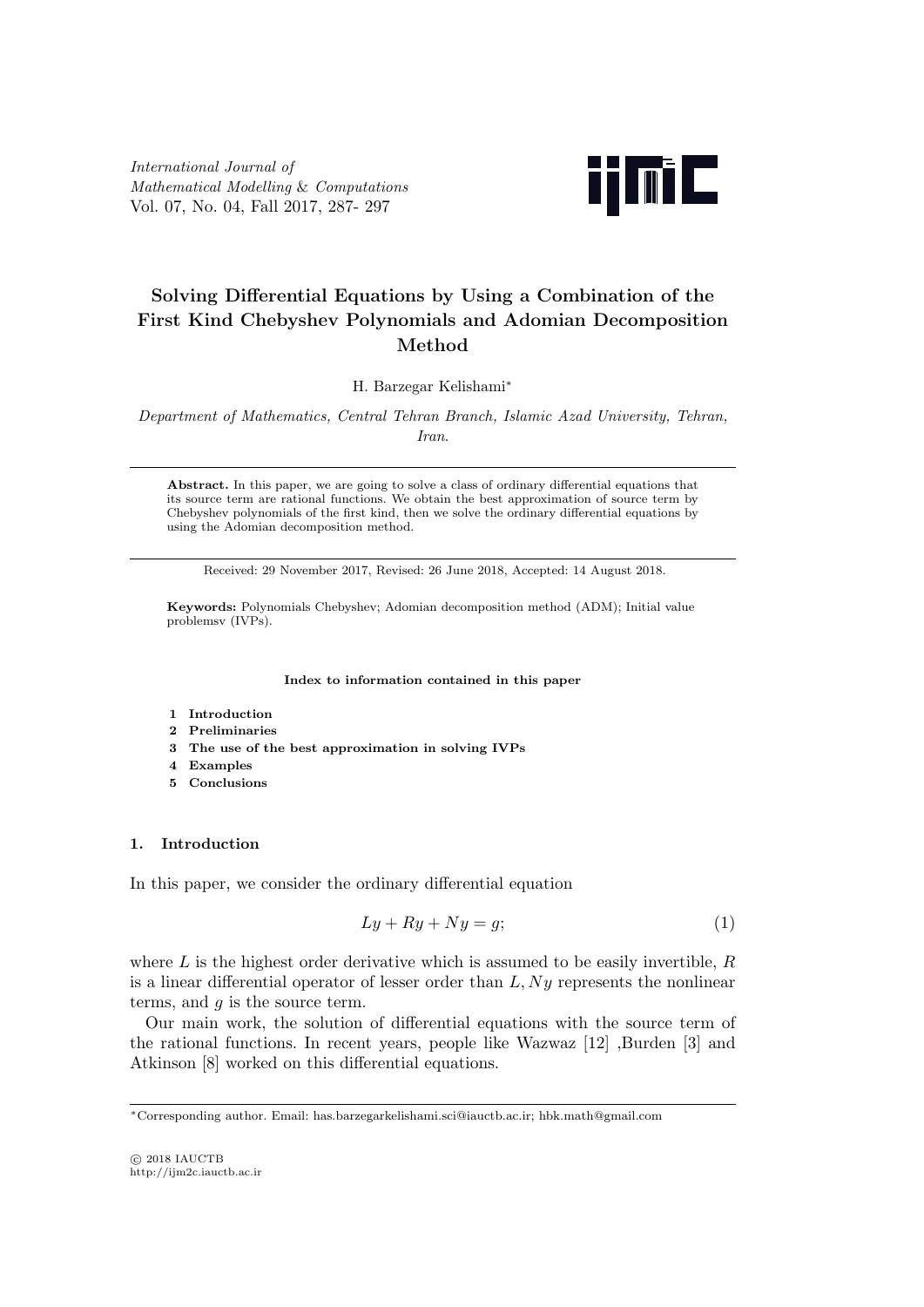# Solving Differential Equations by Using a Combination of the First Kind Chebyshev Polynomials and Adomian Decomposition Method

H. Barzegar Kelishami*

*Department of Mathematics, Central Tehran Branch, Islamic Azad University, Tehran, Iran.*

---

**Abstract.** In this paper, we are going to solve a class of ordinary differential equations that its source term are rational functions. We obtain the best approximation of source term by Chebyshev polynomials of the first kind, then we solve the ordinary differential equations by using the Adomian decomposition method.

---

Received: 29 November 2017, Revised: 26 June 2018, Accepted: 14 August 2018.

**Keywords:** Polynomials Chebyshev; Adomian decomposition method (ADM); Initial value problemsv (IVPs).

**Index to information contained in this paper**

1. **Introduction**
2. **Preliminaries**
3. **The use of the best approximation in solving IVPs**
4. **Examples**
5. **Conclusions**

## 1. Introduction

In this paper, we consider the ordinary differential equation

$$Ly + Ry + Ny = g; \tag{1}$$

where $L$ is the highest order derivative which is assumed to be easily invertible, $R$ is a linear differential operator of lesser order than $L, Ny$ represents the nonlinear terms, and $g$ is the source term.

Our main work, the solution of differential equations with the source term of the rational functions. In recent years, people like Wazwaz [12] ,Burden [3] and Atkinson [8] worked on this differential equations.

---

*Corresponding author. Email: has.barzegarkelishami.sci@iauctb.ac.ir; hbk.math@gmail.com

© 2018 IAUCTB
http://ijm2c.iauctb.ac.ir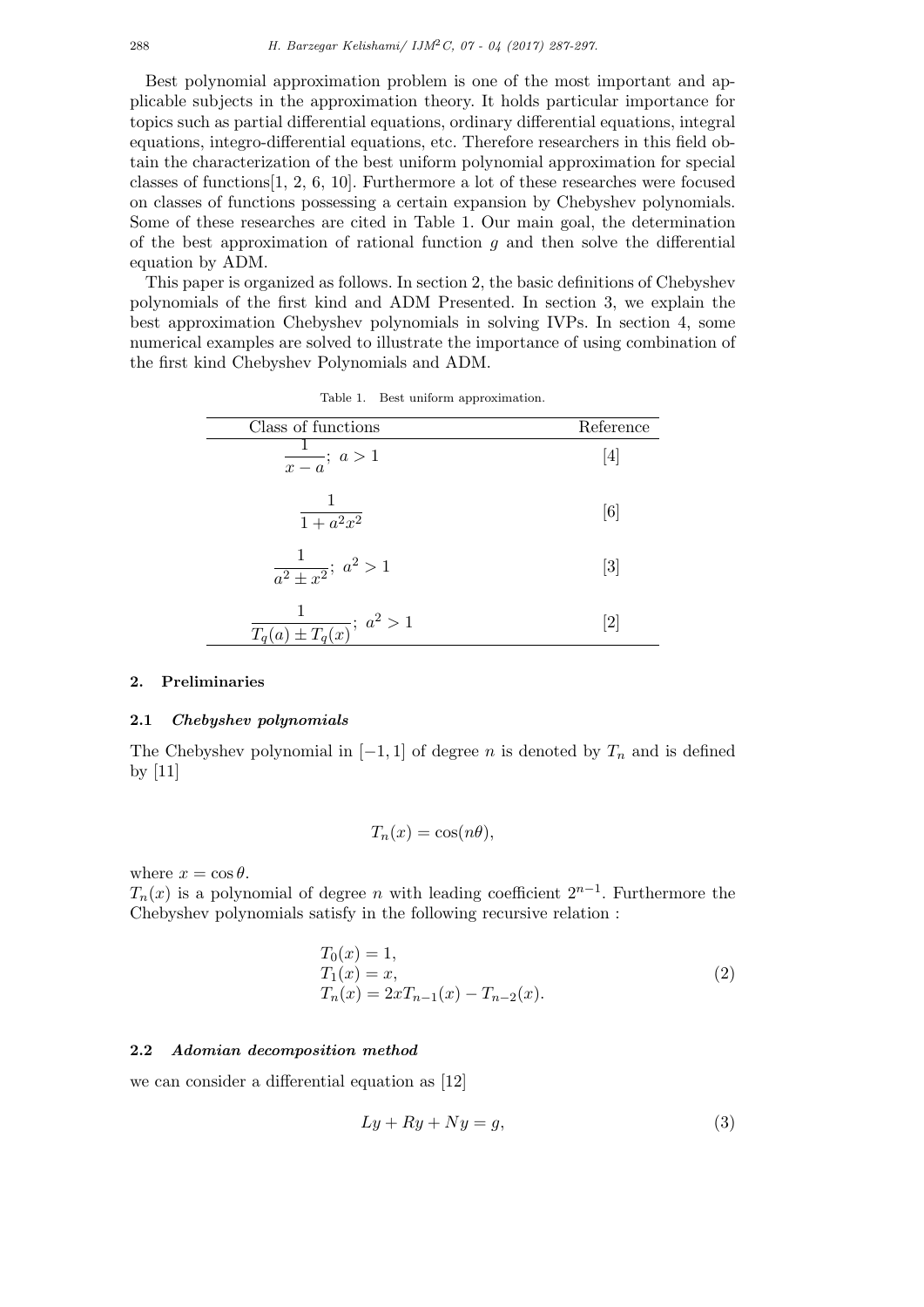Best polynomial approximation problem is one of the most important and applicable subjects in the approximation theory. It holds particular importance for topics such as partial differential equations, ordinary differential equations, integral equations, integro-differential equations, etc. Therefore researchers in this field obtain the characterization of the best uniform polynomial approximation for special classes of functions[1, 2, 6, 10]. Furthermore a lot of these researches were focused on classes of functions possessing a certain expansion by Chebyshev polynomials. Some of these researches are cited in Table 1. Our main goal, the determination of the best approximation of rational function $g$ and then solve the differential equation by ADM.

This paper is organized as follows. In section 2, the basic definitions of Chebyshev polynomials of the first kind and ADM Presented. In section 3, we explain the best approximation Chebyshev polynomials in solving IVPs. In section 4, some numerical examples are solved to illustrate the importance of using combination of the first kind Chebyshev Polynomials and ADM.

Table 1. Best uniform approximation.

| Class of functions | Reference |
|---|---|
| $\frac{1}{x-a};\ a > 1$ | [4] |
| $\frac{1}{1+a^2x^2}$ | [6] |
| $\frac{1}{a^2 \pm x^2};\ a^2 > 1$ | [3] |
| $\frac{1}{T_q(a) \pm T_q(x)};\ a^2 > 1$ | [2] |

## 2. Preliminaries

### 2.1 *Chebyshev polynomials*

The Chebyshev polynomial in $[-1, 1]$ of degree $n$ is denoted by $T_n$ and is defined by [11]

$$T_n(x) = \cos(n\theta),$$

where $x = \cos\theta$.

$T_n(x)$ is a polynomial of degree $n$ with leading coefficient $2^{n-1}$. Furthermore the Chebyshev polynomials satisfy in the following recursive relation :

$$\begin{aligned} &T_0(x) = 1, \\ &T_1(x) = x, \\ &T_n(x) = 2xT_{n-1}(x) - T_{n-2}(x). \end{aligned} \tag{2}$$

### 2.2 *Adomian decomposition method*

we can consider a differential equation as [12]

$$Ly + Ry + Ny = g, \tag{3}$$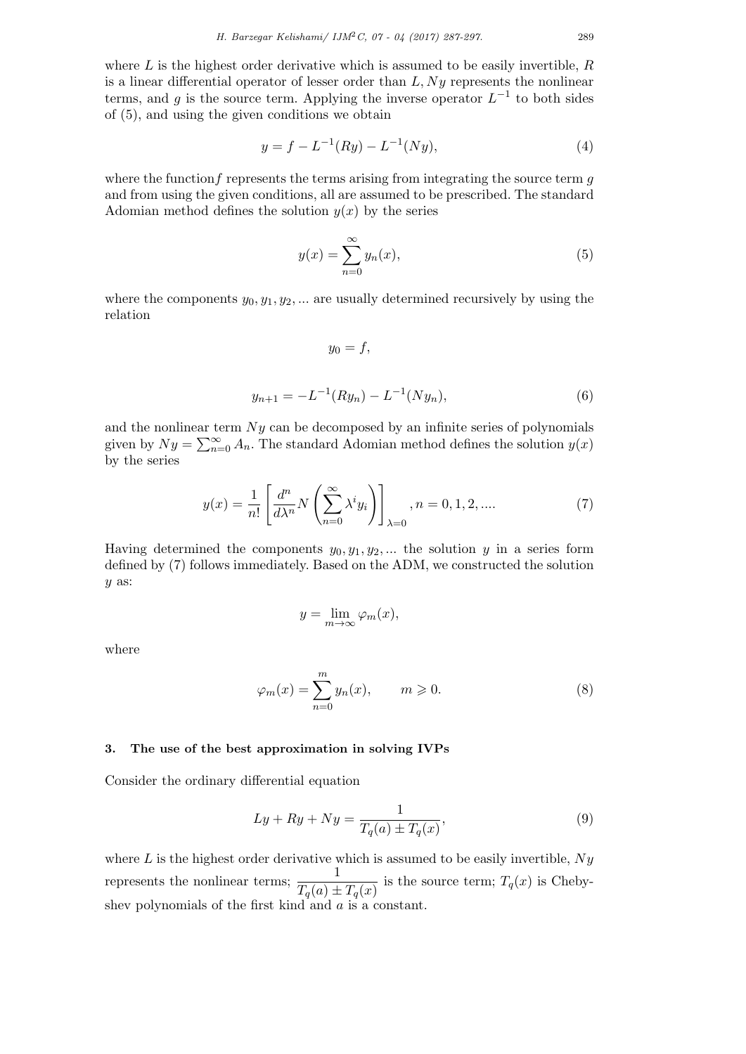where $L$ is the highest order derivative which is assumed to be easily invertible, $R$ is a linear differential operator of lesser order than $L, Ny$ represents the nonlinear terms, and $g$ is the source term. Applying the inverse operator $L^{-1}$ to both sides of (5), and using the given conditions we obtain

$$y = f - L^{-1}(Ry) - L^{-1}(Ny), \tag{4}$$

where the function$f$ represents the terms arising from integrating the source term $g$ and from using the given conditions, all are assumed to be prescribed. The standard Adomian method defines the solution $y(x)$ by the series

$$y(x) = \sum_{n=0}^{\infty} y_n(x), \tag{5}$$

where the components $y_0, y_1, y_2, ...$ are usually determined recursively by using the relation

$$y_0 = f,$$

$$y_{n+1} = -L^{-1}(Ry_n) - L^{-1}(Ny_n), \tag{6}$$

and the nonlinear term $Ny$ can be decomposed by an infinite series of polynomials given by $Ny = \sum_{n=0}^{\infty} A_n$. The standard Adomian method defines the solution $y(x)$ by the series

$$y(x) = \frac{1}{n!}\left[\frac{d^n}{d\lambda^n} N\left(\sum_{n=0}^{\infty} \lambda^i y_i\right)\right]_{\lambda=0}, n = 0, 1, 2, .... \tag{7}$$

Having determined the components $y_0, y_1, y_2, ...$ the solution $y$ in a series form defined by (7) follows immediately. Based on the ADM, we constructed the solution $y$ as:

$$y = \lim_{m \to \infty} \varphi_m(x),$$

where

$$\varphi_m(x) = \sum_{n=0}^{m} y_n(x), \qquad m \geqslant 0. \tag{8}$$

### 3. The use of the best approximation in solving IVPs

Consider the ordinary differential equation

$$Ly + Ry + Ny = \frac{1}{T_q(a) \pm T_q(x)}, \tag{9}$$

where $L$ is the highest order derivative which is assumed to be easily invertible, $Ny$ represents the nonlinear terms; $\frac{1}{T_q(a) \pm T_q(x)}$ is the source term; $T_q(x)$ is Chebyshev polynomials of the first kind and $a$ is a constant.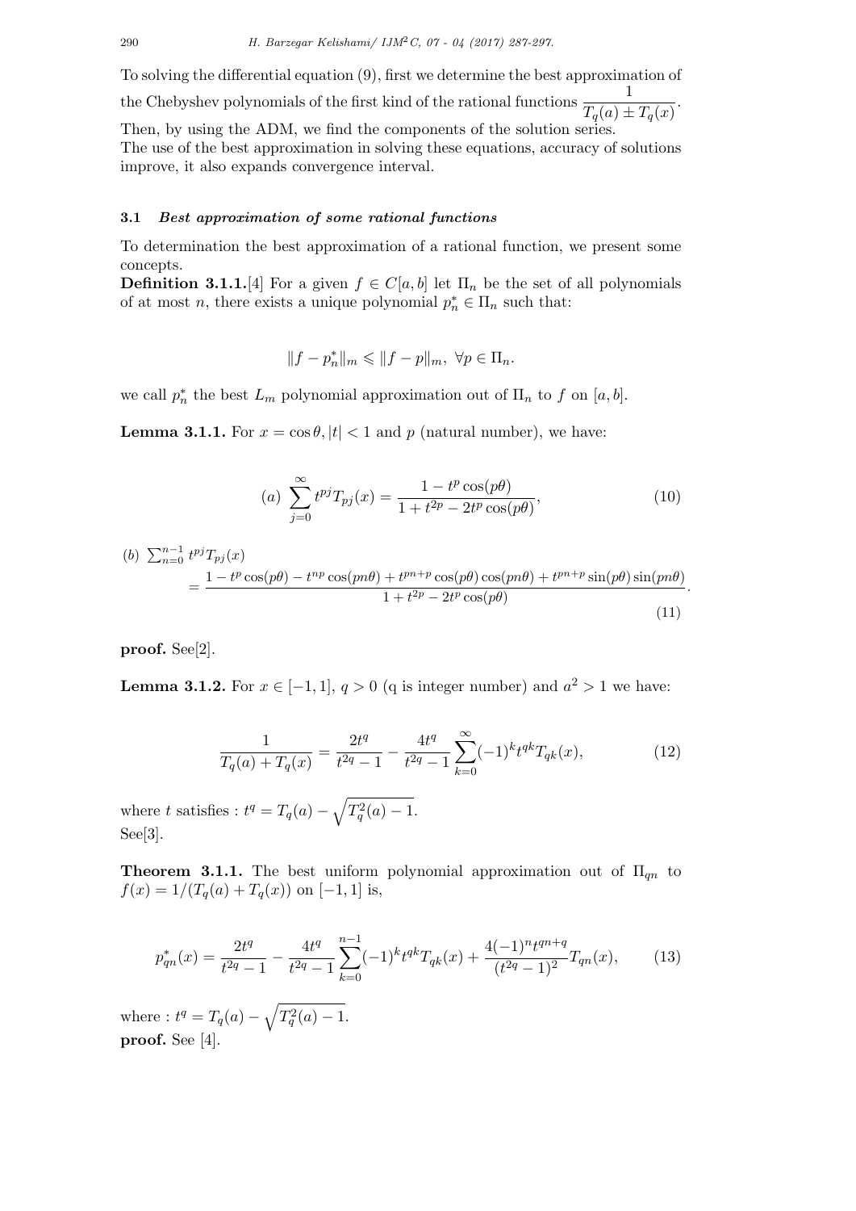To solving the differential equation (9), first we determine the best approximation of the Chebyshev polynomials of the first kind of the rational functions $\dfrac{1}{T_q(a) \pm T_q(x)}$.
Then, by using the ADM, we find the components of the solution series.
The use of the best approximation in solving these equations, accuracy of solutions improve, it also expands convergence interval.

### 3.1 *Best approximation of some rational functions*

To determination the best approximation of a rational function, we present some concepts.

**Definition 3.1.1.**[4] For a given $f \in C[a, b]$ let $\Pi_n$ be the set of all polynomials of at most $n$, there exists a unique polynomial $p_n^* \in \Pi_n$ such that:

$$\|f - p_n^*\|_m \leqslant \|f - p\|_m, \ \forall p \in \Pi_n.$$

we call $p_n^*$ the best $L_m$ polynomial approximation out of $\Pi_n$ to $f$ on $[a, b]$.

**Lemma 3.1.1.** For $x = \cos\theta, |t| < 1$ and $p$ (natural number), we have:

$$(a) \ \sum_{j=0}^{\infty} t^{pj} T_{pj}(x) = \frac{1 - t^p \cos(p\theta)}{1 + t^{2p} - 2t^p \cos(p\theta)}, \tag{10}$$

$$(b) \ \sum_{n=0}^{n-1} t^{pj} T_{pj}(x) = \frac{1 - t^p \cos(p\theta) - t^{np} \cos(pn\theta) + t^{pn+p} \cos(p\theta)\cos(pn\theta) + t^{pn+p} \sin(p\theta)\sin(pn\theta)}{1 + t^{2p} - 2t^p \cos(p\theta)}. \tag{11}$$

**proof.** See[2].

**Lemma 3.1.2.** For $x \in [-1, 1]$, $q > 0$ (q is integer number) and $a^2 > 1$ we have:

$$\frac{1}{T_q(a) + T_q(x)} = \frac{2t^q}{t^{2q} - 1} - \frac{4t^q}{t^{2q} - 1} \sum_{k=0}^{\infty} (-1)^k t^{qk} T_{qk}(x), \tag{12}$$

where $t$ satisfies : $t^q = T_q(a) - \sqrt{T_q^2(a) - 1}$.
See[3].

**Theorem 3.1.1.** The best uniform polynomial approximation out of $\Pi_{qn}$ to $f(x) = 1/(T_q(a) + T_q(x))$ on $[-1, 1]$ is,

$$p_{qn}^*(x) = \frac{2t^q}{t^{2q} - 1} - \frac{4t^q}{t^{2q} - 1} \sum_{k=0}^{n-1} (-1)^k t^{qk} T_{qk}(x) + \frac{4(-1)^n t^{qn+q}}{(t^{2q} - 1)^2} T_{qn}(x), \tag{13}$$

where : $t^q = T_q(a) - \sqrt{T_q^2(a) - 1}$.
**proof.** See [4].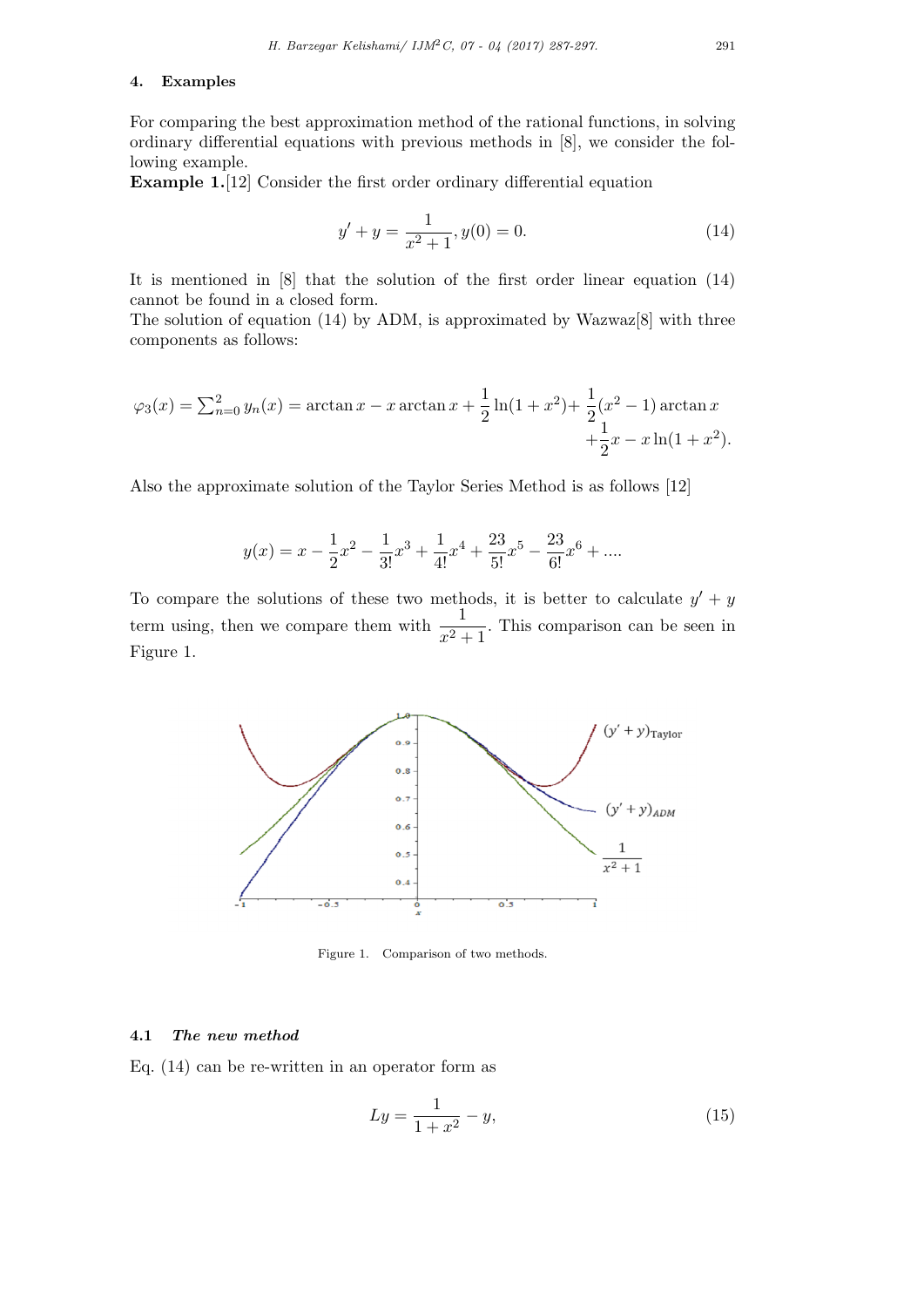## 4. Examples

For comparing the best approximation method of the rational functions, in solving ordinary differential equations with previous methods in [8], we consider the following example.

**Example 1.**[12] Consider the first order ordinary differential equation

$$y' + y = \frac{1}{x^2+1}, y(0) = 0. \tag{14}$$

It is mentioned in [8] that the solution of the first order linear equation (14) cannot be found in a closed form.

The solution of equation (14) by ADM, is approximated by Wazwaz[8] with three components as follows:

$$\varphi_3(x) = \sum_{n=0}^{2} y_n(x) = \arctan x - x \arctan x + \frac{1}{2}\ln(1+x^2) + \frac{1}{2}(x^2-1)\arctan x + \frac{1}{2}x - x\ln(1+x^2).$$

Also the approximate solution of the Taylor Series Method is as follows [12]

$$y(x) = x - \frac{1}{2}x^2 - \frac{1}{3!}x^3 + \frac{1}{4!}x^4 + \frac{23}{5!}x^5 - \frac{23}{6!}x^6 + \ldots.$$

To compare the solutions of these two methods, it is better to calculate $y' + y$ term using, then we compare them with $\frac{1}{x^2+1}$. This comparison can be seen in Figure 1.

Figure 1. Comparison of two methods.

### 4.1 *The new method*

Eq. (14) can be re-written in an operator form as

$$Ly = \frac{1}{1+x^2} - y, \tag{15}$$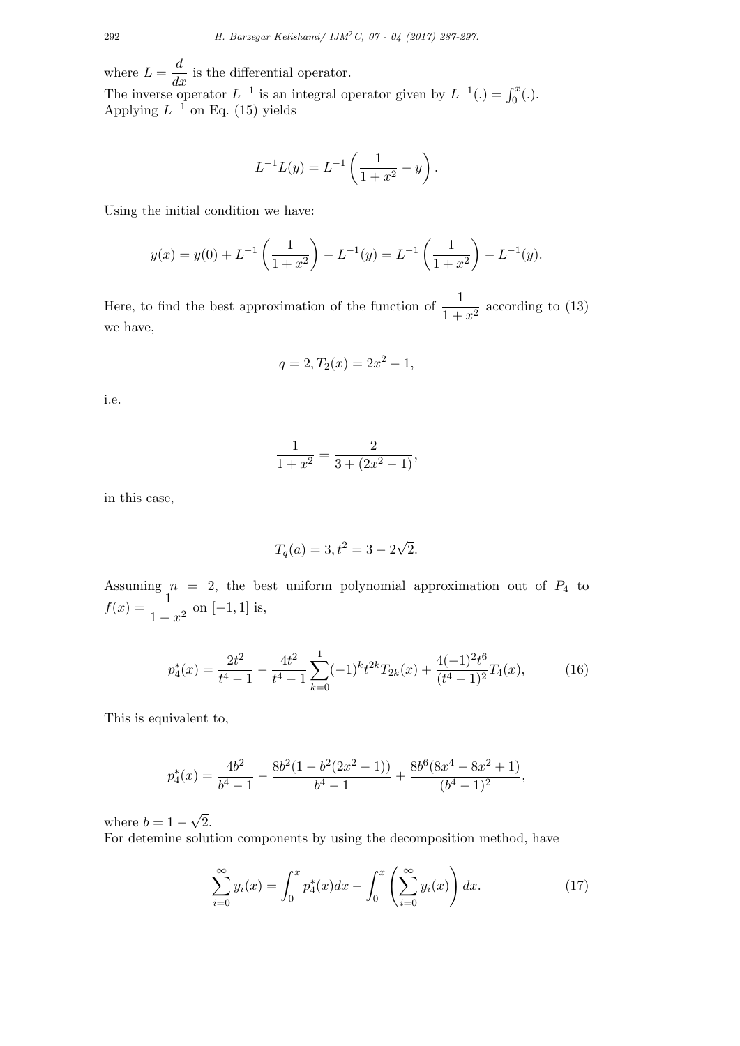where $L = \dfrac{d}{dx}$ is the differential operator.
The inverse operator $L^{-1}$ is an integral operator given by $L^{-1}(.) = \int_0^x (.)$.
Applying $L^{-1}$ on Eq. (15) yields

$$L^{-1}L(y) = L^{-1}\left(\frac{1}{1+x^2} - y\right).$$

Using the initial condition we have:

$$y(x) = y(0) + L^{-1}\left(\frac{1}{1+x^2}\right) - L^{-1}(y) = L^{-1}\left(\frac{1}{1+x^2}\right) - L^{-1}(y).$$

Here, to find the best approximation of the function of $\dfrac{1}{1+x^2}$ according to (13) we have,

$$q = 2, T_2(x) = 2x^2 - 1,$$

i.e.

$$\frac{1}{1+x^2} = \frac{2}{3 + (2x^2 - 1)},$$

in this case,

$$T_q(a) = 3, t^2 = 3 - 2\sqrt{2}.$$

Assuming $n = 2$, the best uniform polynomial approximation out of $P_4$ to $f(x) = \dfrac{1}{1+x^2}$ on $[-1, 1]$ is,

$$p_4^*(x) = \frac{2t^2}{t^4 - 1} - \frac{4t^2}{t^4 - 1}\sum_{k=0}^{1}(-1)^k t^{2k} T_{2k}(x) + \frac{4(-1)^2 t^6}{(t^4 - 1)^2} T_4(x), \tag{16}$$

This is equivalent to,

$$p_4^*(x) = \frac{4b^2}{b^4 - 1} - \frac{8b^2(1 - b^2(2x^2 - 1))}{b^4 - 1} + \frac{8b^6(8x^4 - 8x^2 + 1)}{(b^4 - 1)^2},$$

where $b = 1 - \sqrt{2}$.
For detemine solution components by using the decomposition method, have

$$\sum_{i=0}^{\infty} y_i(x) = \int_0^x p_4^*(x)dx - \int_0^x \left(\sum_{i=0}^{\infty} y_i(x)\right) dx. \tag{17}$$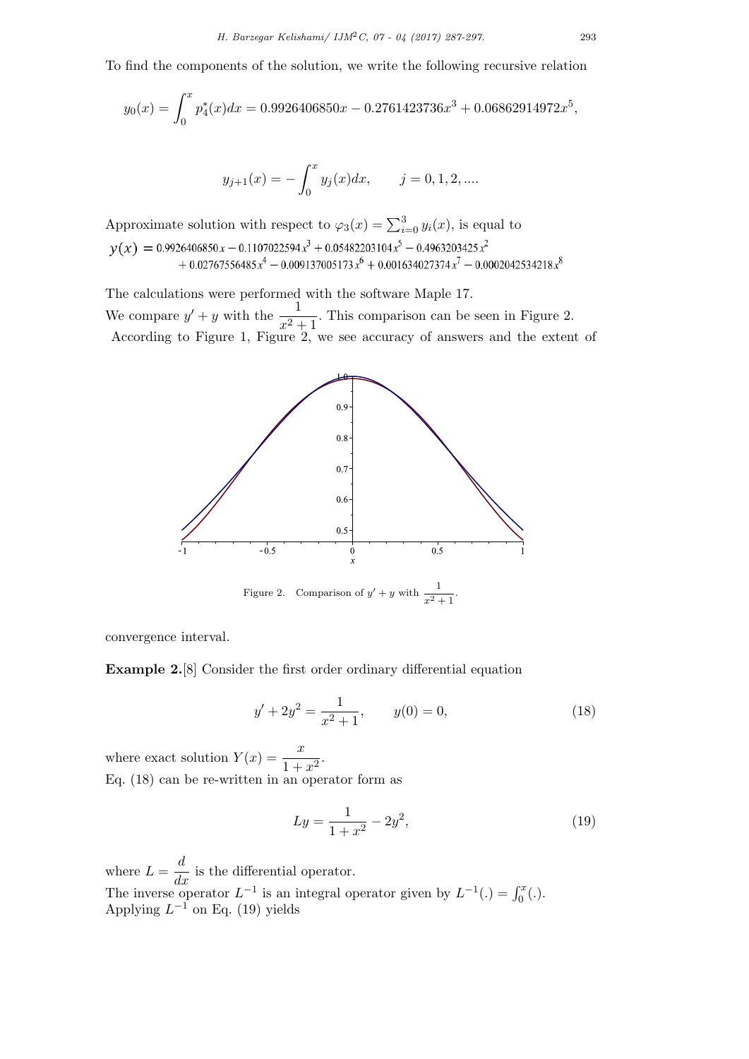To find the components of the solution, we write the following recursive relation

$$y_0(x) = \int_0^x p_4^*(x)dx = 0.9926406850x - 0.2761423736x^3 + 0.06862914972x^5,$$

$$y_{j+1}(x) = -\int_0^x y_j(x)dx, \qquad j = 0, 1, 2, ....$$

Approximate solution with respect to $\varphi_3(x) = \sum_{i=0}^{3} y_i(x)$, is equal to

$$y(x) = 0.9926406850\,x - 0.1107022594\,x^3 + 0.05482203104\,x^5 - 0.4963203425\,x^2 + 0.02767556485\,x^4 - 0.009137005173\,x^6 + 0.001634027374\,x^7 - 0.0002042534218\,x^8$$

The calculations were performed with the software Maple 17.

We compare $y' + y$ with the $\dfrac{1}{x^2+1}$. This comparison can be seen in Figure 2.

According to Figure 1, Figure 2, we see accuracy of answers and the extent of convergence interval.

Figure 2. Comparison of $y' + y$ with $\dfrac{1}{x^2+1}$.

**Example 2.**[8] Consider the first order ordinary differential equation

$$y' + 2y^2 = \frac{1}{x^2+1}, \qquad y(0) = 0, \tag{18}$$

where exact solution $Y(x) = \dfrac{x}{1+x^2}$.

Eq. (18) can be re-written in an operator form as

$$Ly = \frac{1}{1+x^2} - 2y^2, \tag{19}$$

where $L = \dfrac{d}{dx}$ is the differential operator.

The inverse operator $L^{-1}$ is an integral operator given by $L^{-1}(.) = \int_0^x (.)$.

Applying $L^{-1}$ on Eq. (19) yields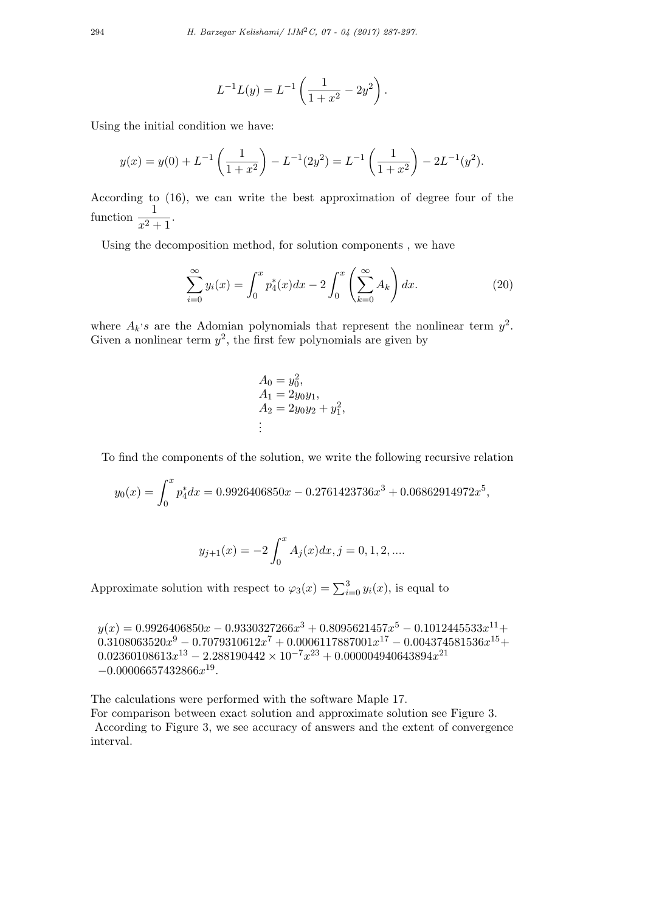$$L^{-1}L(y) = L^{-1}\left(\frac{1}{1+x^2} - 2y^2\right).$$

Using the initial condition we have:

$$y(x) = y(0) + L^{-1}\left(\frac{1}{1+x^2}\right) - L^{-1}(2y^2) = L^{-1}\left(\frac{1}{1+x^2}\right) - 2L^{-1}(y^2).$$

According to (16), we can write the best approximation of degree four of the function $\dfrac{1}{x^2+1}$.

Using the decomposition method, for solution components , we have

$$\sum_{i=0}^{\infty} y_i(x) = \int_0^x p_4^*(x)dx - 2\int_0^x \left(\sum_{k=0}^{\infty} A_k\right)dx. \tag{20}$$

where $A_k$'s are the Adomian polynomials that represent the nonlinear term $y^2$. Given a nonlinear term $y^2$, the first few polynomials are given by

$$\begin{aligned}
&A_0 = y_0^2,\\
&A_1 = 2y_0y_1,\\
&A_2 = 2y_0y_2 + y_1^2,\\
&\vdots
\end{aligned}$$

To find the components of the solution, we write the following recursive relation

$$y_0(x) = \int_0^x p_4^* dx = 0.9926406850x - 0.2761423736x^3 + 0.06862914972x^5,$$

$$y_{j+1}(x) = -2\int_0^x A_j(x)dx, j = 0, 1, 2, ....$$

Approximate solution with respect to $\varphi_3(x) = \sum_{i=0}^{3} y_i(x)$, is equal to

$$\begin{aligned}
y(x) = {}& 0.9926406850x - 0.9330327266x^3 + 0.8095621457x^5 - 0.1012445533x^{11} + \\
& 0.3108063520x^9 - 0.7079310612x^7 + 0.0006117887001x^{17} - 0.004374581536x^{15} + \\
& 0.02360108613x^{13} - 2.288190442 \times 10^{-7}x^{23} + 0.000004940643894x^{21} \\
& -0.00006657432866x^{19}.
\end{aligned}$$

The calculations were performed with the software Maple 17.
For comparison between exact solution and approximate solution see Figure 3.
According to Figure 3, we see accuracy of answers and the extent of convergence interval.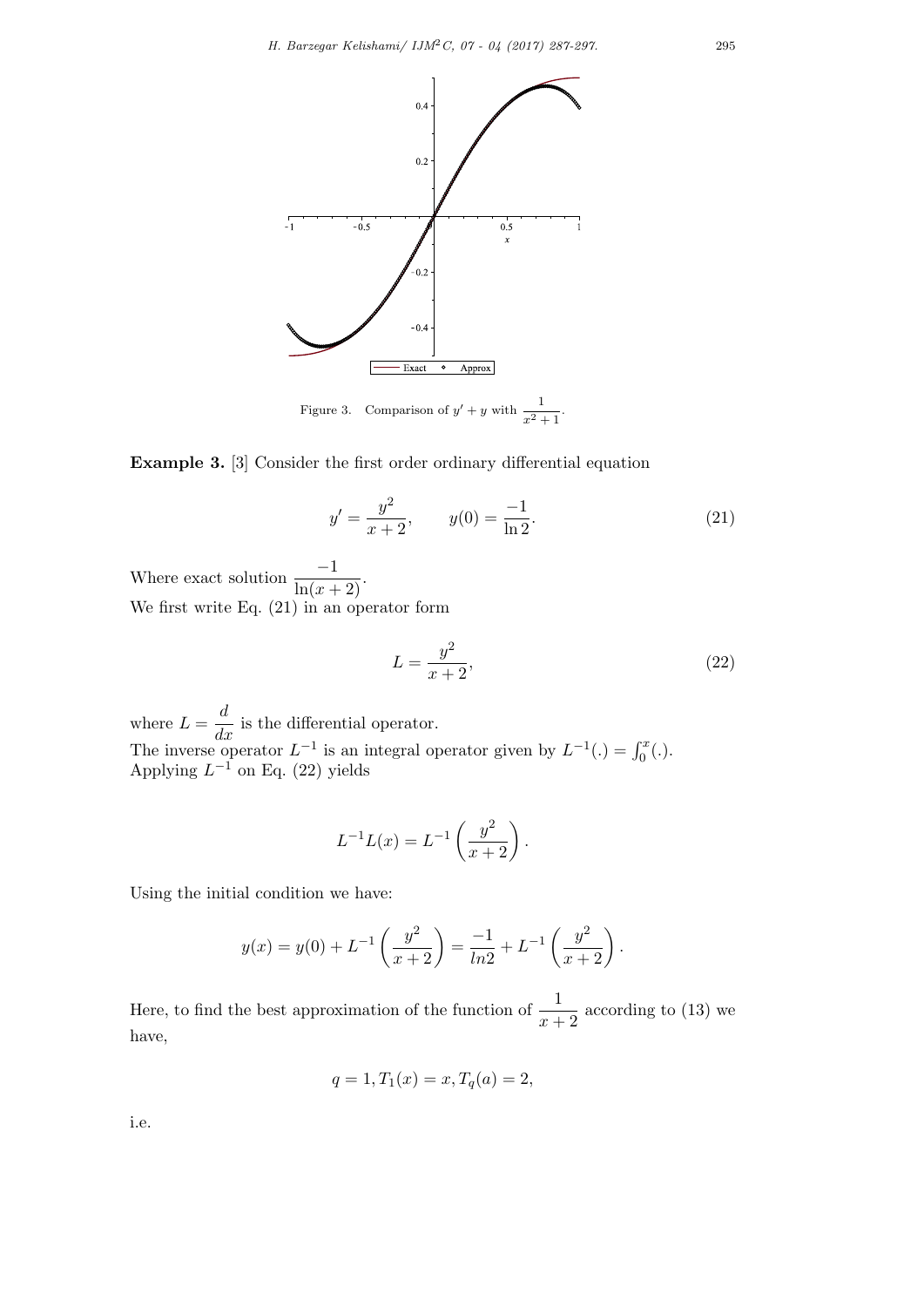Figure 3. Comparison of $y' + y$ with $\dfrac{1}{x^2+1}$.

**Example 3.** [3] Consider the first order ordinary differential equation

$$y' = \frac{y^2}{x+2}, \qquad y(0) = \frac{-1}{\ln 2}. \tag{21}$$

Where exact solution $\dfrac{-1}{\ln(x+2)}$.

We first write Eq. (21) in an operator form

$$L = \frac{y^2}{x+2}, \tag{22}$$

where $L = \dfrac{d}{dx}$ is the differential operator.

The inverse operator $L^{-1}$ is an integral operator given by $L^{-1}(.) = \int_0^x (.)$.

Applying $L^{-1}$ on Eq. (22) yields

$$L^{-1}L(x) = L^{-1}\left(\frac{y^2}{x+2}\right).$$

Using the initial condition we have:

$$y(x) = y(0) + L^{-1}\left(\frac{y^2}{x+2}\right) = \frac{-1}{ln2} + L^{-1}\left(\frac{y^2}{x+2}\right).$$

Here, to find the best approximation of the function of $\dfrac{1}{x+2}$ according to (13) we have,

$$q = 1, T_1(x) = x, T_q(a) = 2,$$

i.e.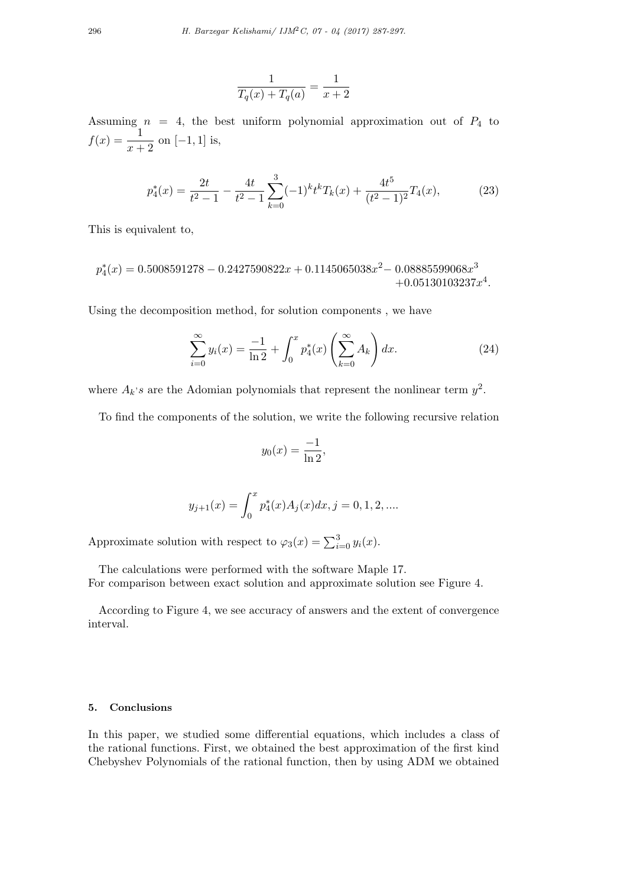$$\frac{1}{T_q(x) + T_q(a)} = \frac{1}{x+2}$$

Assuming $n = 4$, the best uniform polynomial approximation out of $P_4$ to $f(x) = \frac{1}{x+2}$ on $[-1, 1]$ is,

$$p_4^*(x) = \frac{2t}{t^2 - 1} - \frac{4t}{t^2 - 1} \sum_{k=0}^{3} (-1)^k t^k T_k(x) + \frac{4t^5}{(t^2 - 1)^2} T_4(x), \tag{23}$$

This is equivalent to,

$$p_4^*(x) = 0.5008591278 - 0.2427590822x + 0.1145065038x^2 - 0.08885599068x^3 + 0.05130103237x^4.$$

Using the decomposition method, for solution components , we have

$$\sum_{i=0}^{\infty} y_i(x) = \frac{-1}{\ln 2} + \int_0^x p_4^*(x) \left( \sum_{k=0}^{\infty} A_k \right) dx. \tag{24}$$

where $A_k$'s are the Adomian polynomials that represent the nonlinear term $y^2$.

To find the components of the solution, we write the following recursive relation

$$y_0(x) = \frac{-1}{\ln 2},$$

$$y_{j+1}(x) = \int_0^x p_4^*(x) A_j(x) dx, j = 0, 1, 2, ....$$

Approximate solution with respect to $\varphi_3(x) = \sum_{i=0}^{3} y_i(x)$.

The calculations were performed with the software Maple 17.
For comparison between exact solution and approximate solution see Figure 4.

According to Figure 4, we see accuracy of answers and the extent of convergence interval.

## 5. Conclusions

In this paper, we studied some differential equations, which includes a class of the rational functions. First, we obtained the best approximation of the first kind Chebyshev Polynomials of the rational function, then by using ADM we obtained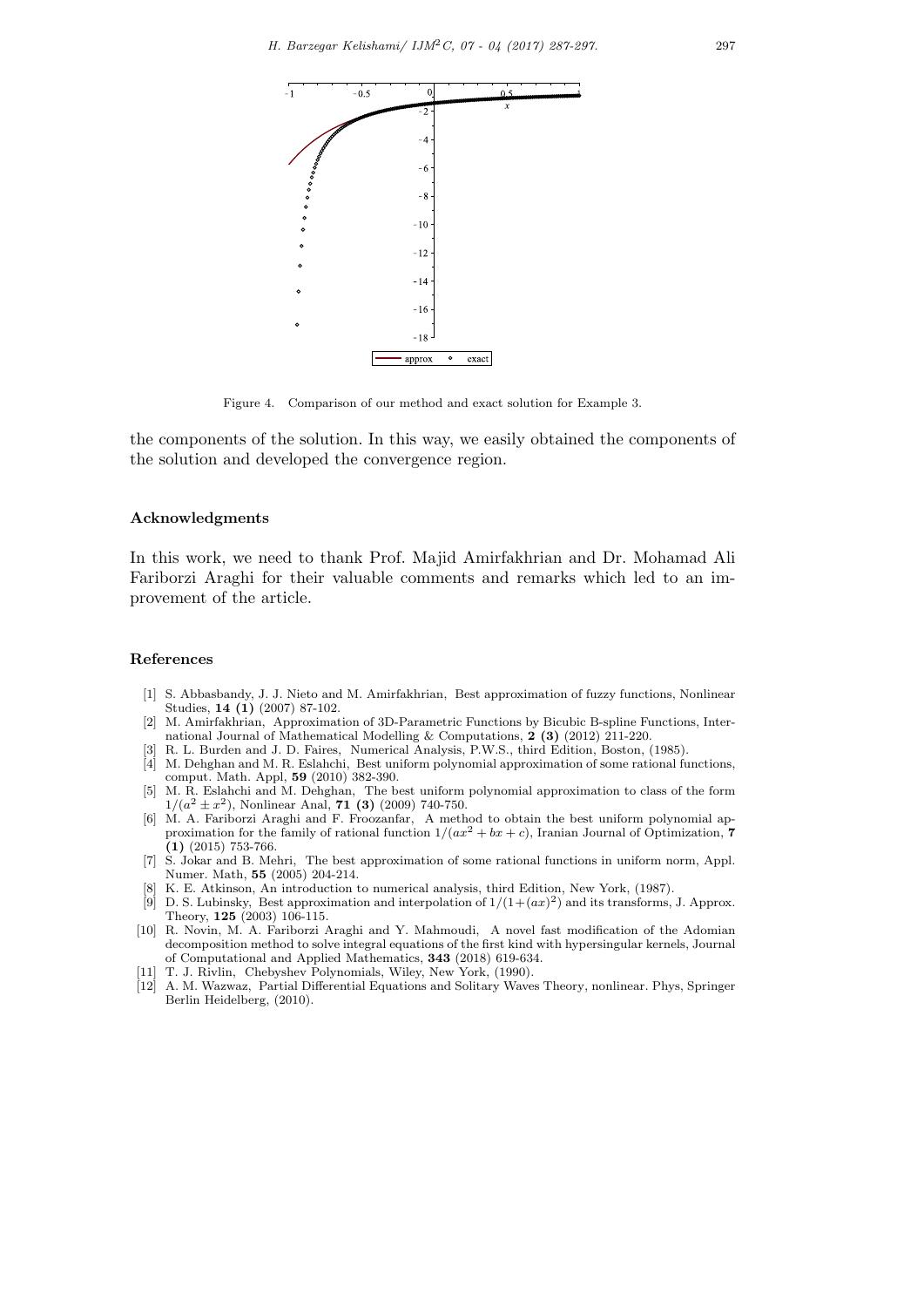-1
-0.5
0
0.5
1
x
-2
-4
-6
-8
-10
-12
-14
-16
-18
approx
exact

Figure 4. Comparison of our method and exact solution for Example 3.

the components of the solution. In this way, we easily obtained the components of the solution and developed the convergence region.

### Acknowledgments

In this work, we need to thank Prof. Majid Amirfakhrian and Dr. Mohamad Ali Fariborzi Araghi for their valuable comments and remarks which led to an improvement of the article.

### References

[1] S. Abbasbandy, J. J. Nieto and M. Amirfakhrian, Best approximation of fuzzy functions, Nonlinear Studies, **14 (1)** (2007) 87-102.

[2] M. Amirfakhrian, Approximation of 3D-Parametric Functions by Bicubic B-spline Functions, International Journal of Mathematical Modelling & Computations, **2 (3)** (2012) 211-220.

[3] R. L. Burden and J. D. Faires, Numerical Analysis, P.W.S., third Edition, Boston, (1985).

[4] M. Dehghan and M. R. Eslahchi, Best uniform polynomial approximation of some rational functions, comput. Math. Appl, **59** (2010) 382-390.

[5] M. R. Eslahchi and M. Dehghan, The best uniform polynomial approximation to class of the form $1/(a^2 \pm x^2)$, Nonlinear Anal, **71 (3)** (2009) 740-750.

[6] M. A. Fariborzi Araghi and F. Froozanfar, A method to obtain the best uniform polynomial approximation for the family of rational function $1/(ax^2 + bx + c)$, Iranian Journal of Optimization, **7 (1)** (2015) 753-766.

[7] S. Jokar and B. Mehri, The best approximation of some rational functions in uniform norm, Appl. Numer. Math, **55** (2005) 204-214.

[8] K. E. Atkinson, An introduction to numerical analysis, third Edition, New York, (1987).

[9] D. S. Lubinsky, Best approximation and interpolation of $1/(1+(ax)^2)$ and its transforms, J. Approx. Theory, **125** (2003) 106-115.

[10] R. Novin, M. A. Fariborzi Araghi and Y. Mahmoudi, A novel fast modification of the Adomian decomposition method to solve integral equations of the first kind with hypersingular kernels, Journal of Computational and Applied Mathematics, **343** (2018) 619-634.

[11] T. J. Rivlin, Chebyshev Polynomials, Wiley, New York, (1990).

[12] A. M. Wazwaz, Partial Differential Equations and Solitary Waves Theory, nonlinear. Phys, Springer Berlin Heidelberg, (2010).